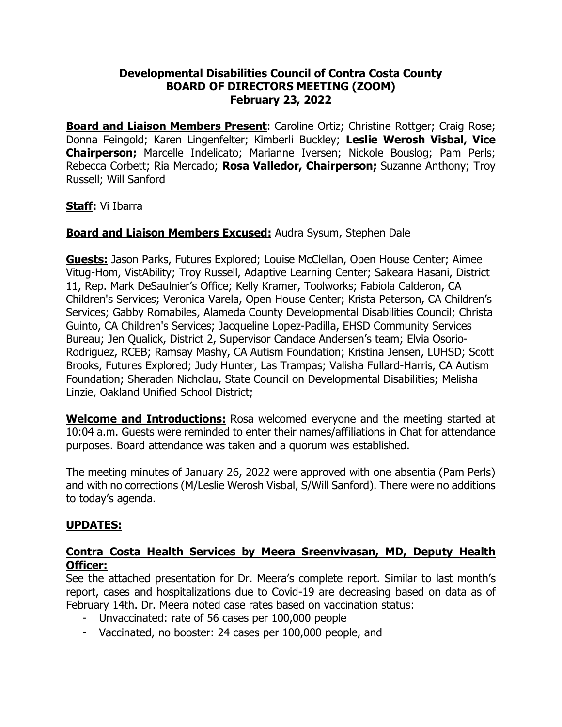# Developmental Disabilities Council of Contra Costa County
## BOARD OF DIRECTORS MEETING (ZOOM)
### February 23, 2022

**Board and Liaison Members Present**: Caroline Ortiz; Christine Rottger; Craig Rose; Donna Feingold; Karen Lingenfelter; Kimberli Buckley; **Leslie Werosh Visbal, Vice Chairperson;** Marcelle Indelicato; Marianne Iversen; Nickole Bouslog; Pam Perls; Rebecca Corbett; Ria Mercado; **Rosa Valledor, Chairperson;** Suzanne Anthony; Troy Russell; Will Sanford

**Staff:** Vi Ibarra

**Board and Liaison Members Excused:** Audra Sysum, Stephen Dale

**Guests:** Jason Parks, Futures Explored; Louise McClellan, Open House Center; Aimee Vitug-Hom, VistAbility; Troy Russell, Adaptive Learning Center; Sakeara Hasani, District 11, Rep. Mark DeSaulnier's Office; Kelly Kramer, Toolworks; Fabiola Calderon, CA Children's Services; Veronica Varela, Open House Center; Krista Peterson, CA Children's Services; Gabby Romabiles, Alameda County Developmental Disabilities Council; Christa Guinto, CA Children's Services; Jacqueline Lopez-Padilla, EHSD Community Services Bureau; Jen Qualick, District 2, Supervisor Candace Andersen's team; Elvia Osorio-Rodriguez, RCEB; Ramsay Mashy, CA Autism Foundation; Kristina Jensen, LUHSD; Scott Brooks, Futures Explored; Judy Hunter, Las Trampas; Valisha Fullard-Harris, CA Autism Foundation; Sheraden Nicholau, State Council on Developmental Disabilities; Melisha Linzie, Oakland Unified School District;

**Welcome and Introductions:** Rosa welcomed everyone and the meeting started at 10:04 a.m. Guests were reminded to enter their names/affiliations in Chat for attendance purposes. Board attendance was taken and a quorum was established.

The meeting minutes of January 26, 2022 were approved with one absentia (Pam Perls) and with no corrections (M/Leslie Werosh Visbal, S/Will Sanford). There were no additions to today's agenda.

## UPDATES:

### Contra Costa Health Services by Meera Sreenvivasan, MD, Deputy Health Officer:

See the attached presentation for Dr. Meera's complete report. Similar to last month's report, cases and hospitalizations due to Covid-19 are decreasing based on data as of February 14th. Dr. Meera noted case rates based on vaccination status:

- Unvaccinated: rate of 56 cases per 100,000 people
- Vaccinated, no booster: 24 cases per 100,000 people, and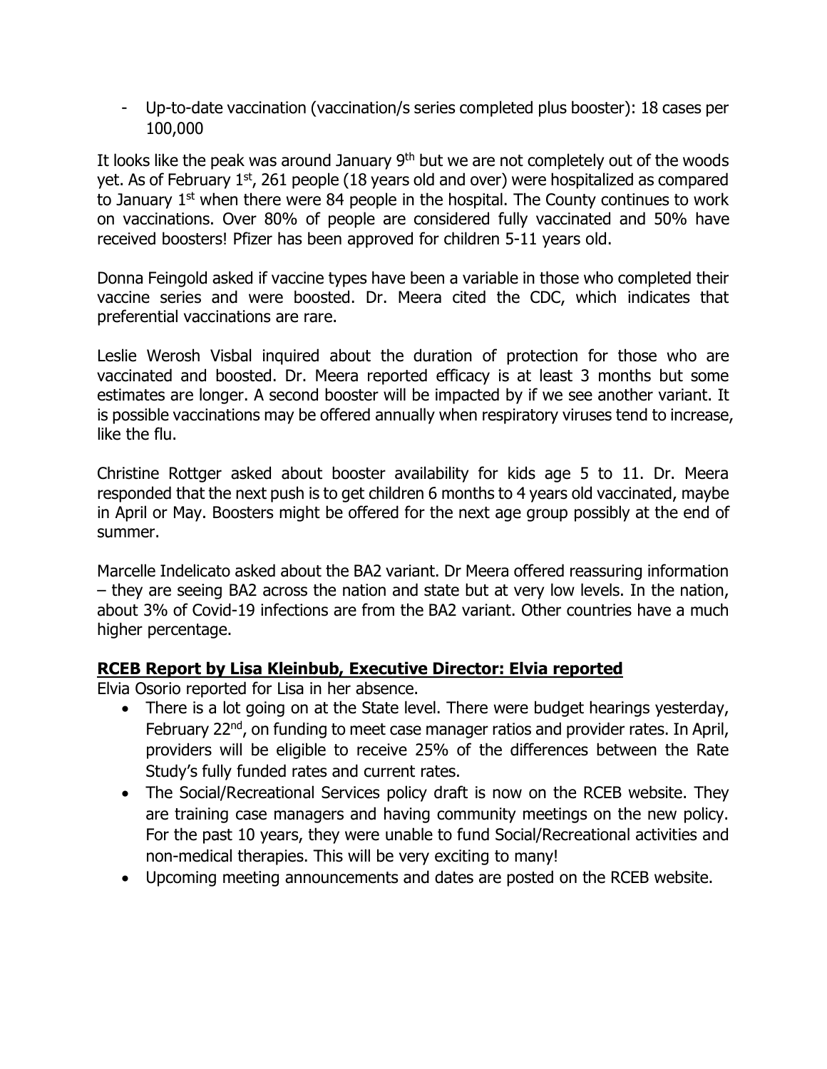- Up-to-date vaccination (vaccination/s series completed plus booster): 18 cases per 100,000

It looks like the peak was around January 9th but we are not completely out of the woods yet. As of February 1st, 261 people (18 years old and over) were hospitalized as compared to January 1st when there were 84 people in the hospital. The County continues to work on vaccinations. Over 80% of people are considered fully vaccinated and 50% have received boosters! Pfizer has been approved for children 5-11 years old.

Donna Feingold asked if vaccine types have been a variable in those who completed their vaccine series and were boosted. Dr. Meera cited the CDC, which indicates that preferential vaccinations are rare.

Leslie Werosh Visbal inquired about the duration of protection for those who are vaccinated and boosted. Dr. Meera reported efficacy is at least 3 months but some estimates are longer. A second booster will be impacted by if we see another variant. It is possible vaccinations may be offered annually when respiratory viruses tend to increase, like the flu.

Christine Rottger asked about booster availability for kids age 5 to 11. Dr. Meera responded that the next push is to get children 6 months to 4 years old vaccinated, maybe in April or May. Boosters might be offered for the next age group possibly at the end of summer.

Marcelle Indelicato asked about the BA2 variant. Dr Meera offered reassuring information – they are seeing BA2 across the nation and state but at very low levels. In the nation, about 3% of Covid-19 infections are from the BA2 variant. Other countries have a much higher percentage.

## RCEB Report by Lisa Kleinbub, Executive Director: Elvia reported

Elvia Osorio reported for Lisa in her absence.

- There is a lot going on at the State level. There were budget hearings yesterday, February 22nd, on funding to meet case manager ratios and provider rates. In April, providers will be eligible to receive 25% of the differences between the Rate Study's fully funded rates and current rates.
- The Social/Recreational Services policy draft is now on the RCEB website. They are training case managers and having community meetings on the new policy. For the past 10 years, they were unable to fund Social/Recreational activities and non-medical therapies. This will be very exciting to many!
- Upcoming meeting announcements and dates are posted on the RCEB website.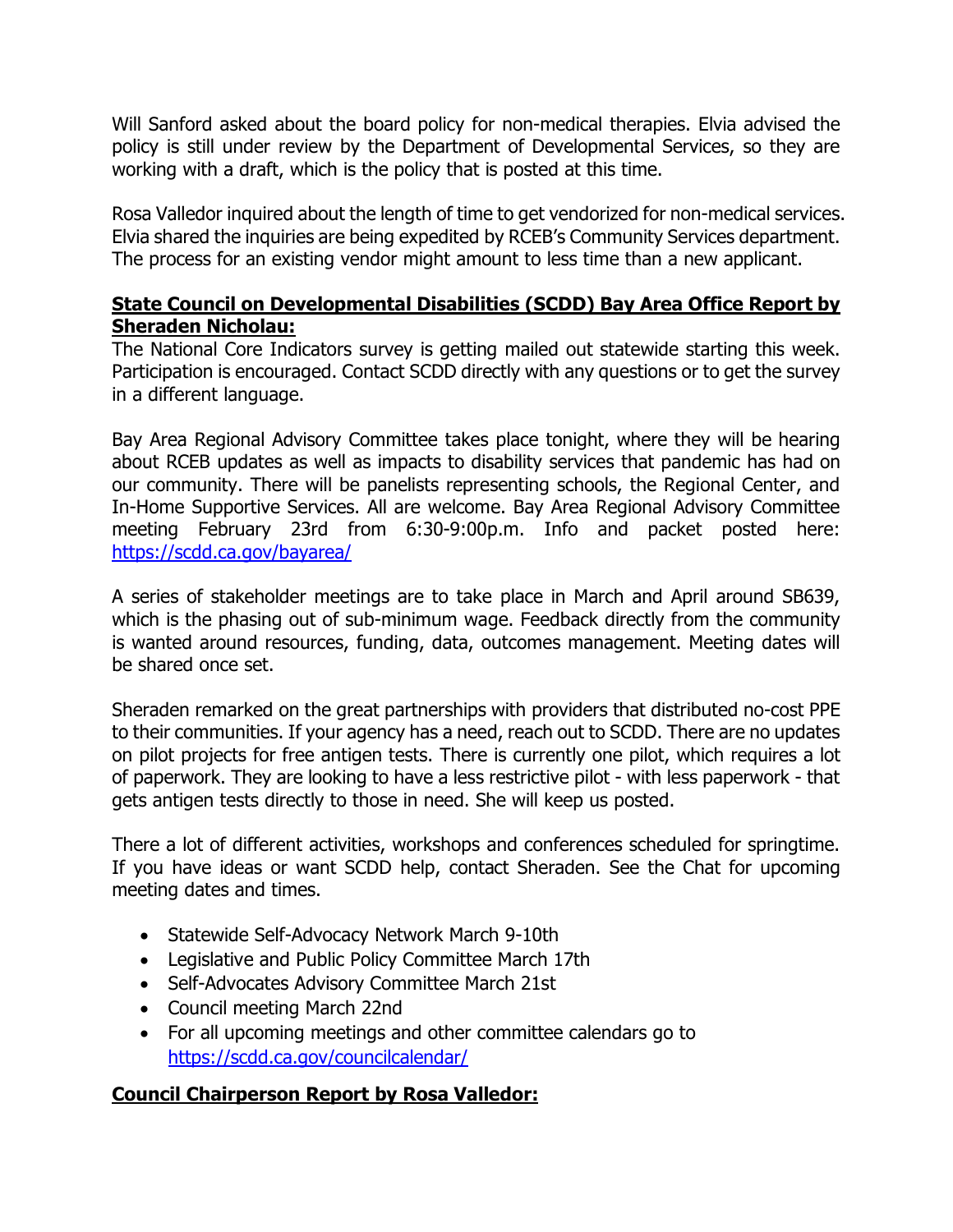Will Sanford asked about the board policy for non-medical therapies. Elvia advised the policy is still under review by the Department of Developmental Services, so they are working with a draft, which is the policy that is posted at this time.

Rosa Valledor inquired about the length of time to get vendorized for non-medical services. Elvia shared the inquiries are being expedited by RCEB's Community Services department. The process for an existing vendor might amount to less time than a new applicant.

**State Council on Developmental Disabilities (SCDD) Bay Area Office Report by Sheraden Nicholau:**

The National Core Indicators survey is getting mailed out statewide starting this week. Participation is encouraged. Contact SCDD directly with any questions or to get the survey in a different language.

Bay Area Regional Advisory Committee takes place tonight, where they will be hearing about RCEB updates as well as impacts to disability services that pandemic has had on our community. There will be panelists representing schools, the Regional Center, and In-Home Supportive Services. All are welcome. Bay Area Regional Advisory Committee meeting February 23rd from 6:30-9:00p.m. Info and packet posted here: https://scdd.ca.gov/bayarea/

A series of stakeholder meetings are to take place in March and April around SB639, which is the phasing out of sub-minimum wage. Feedback directly from the community is wanted around resources, funding, data, outcomes management. Meeting dates will be shared once set.

Sheraden remarked on the great partnerships with providers that distributed no-cost PPE to their communities. If your agency has a need, reach out to SCDD. There are no updates on pilot projects for free antigen tests. There is currently one pilot, which requires a lot of paperwork. They are looking to have a less restrictive pilot - with less paperwork - that gets antigen tests directly to those in need. She will keep us posted.

There a lot of different activities, workshops and conferences scheduled for springtime. If you have ideas or want SCDD help, contact Sheraden. See the Chat for upcoming meeting dates and times.

- Statewide Self-Advocacy Network March 9-10th
- Legislative and Public Policy Committee March 17th
- Self-Advocates Advisory Committee March 21st
- Council meeting March 22nd
- For all upcoming meetings and other committee calendars go to https://scdd.ca.gov/councilcalendar/

**Council Chairperson Report by Rosa Valledor:**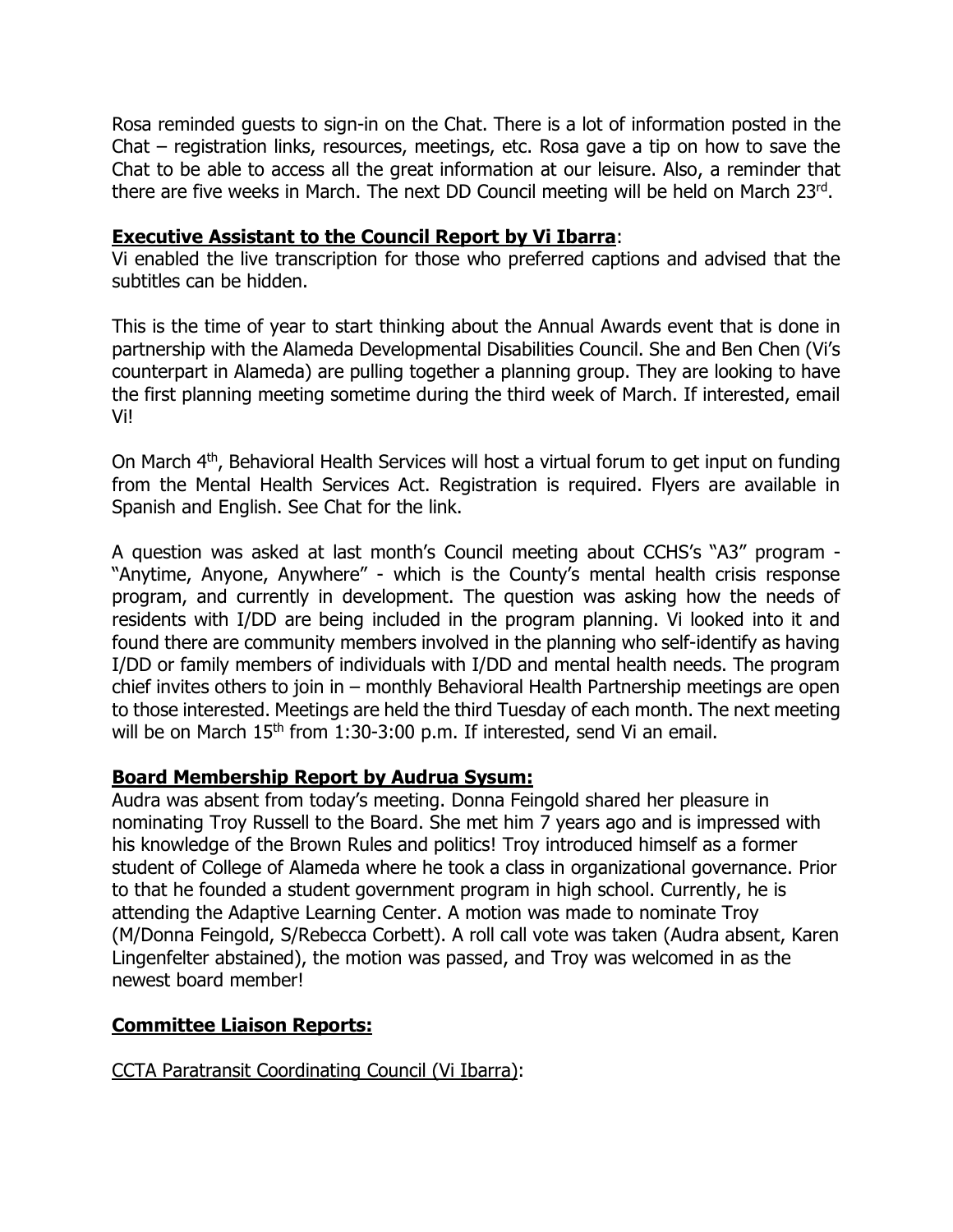Rosa reminded guests to sign-in on the Chat. There is a lot of information posted in the Chat – registration links, resources, meetings, etc. Rosa gave a tip on how to save the Chat to be able to access all the great information at our leisure. Also, a reminder that there are five weeks in March. The next DD Council meeting will be held on March 23rd.

**<u>Executive Assistant to the Council Report by Vi Ibarra</u>**:
Vi enabled the live transcription for those who preferred captions and advised that the subtitles can be hidden.

This is the time of year to start thinking about the Annual Awards event that is done in partnership with the Alameda Developmental Disabilities Council. She and Ben Chen (Vi's counterpart in Alameda) are pulling together a planning group. They are looking to have the first planning meeting sometime during the third week of March. If interested, email Vi!

On March 4th, Behavioral Health Services will host a virtual forum to get input on funding from the Mental Health Services Act. Registration is required. Flyers are available in Spanish and English. See Chat for the link.

A question was asked at last month's Council meeting about CCHS's "A3" program - "Anytime, Anyone, Anywhere" - which is the County's mental health crisis response program, and currently in development. The question was asking how the needs of residents with I/DD are being included in the program planning. Vi looked into it and found there are community members involved in the planning who self-identify as having I/DD or family members of individuals with I/DD and mental health needs. The program chief invites others to join in – monthly Behavioral Health Partnership meetings are open to those interested. Meetings are held the third Tuesday of each month. The next meeting will be on March 15th from 1:30-3:00 p.m. If interested, send Vi an email.

**<u>Board Membership Report by Audrua Sysum:</u>**
Audra was absent from today's meeting. Donna Feingold shared her pleasure in nominating Troy Russell to the Board. She met him 7 years ago and is impressed with his knowledge of the Brown Rules and politics! Troy introduced himself as a former student of College of Alameda where he took a class in organizational governance. Prior to that he founded a student government program in high school. Currently, he is attending the Adaptive Learning Center. A motion was made to nominate Troy (M/Donna Feingold, S/Rebecca Corbett). A roll call vote was taken (Audra absent, Karen Lingenfelter abstained), the motion was passed, and Troy was welcomed in as the newest board member!

**<u>Committee Liaison Reports:</u>**

<u>CCTA Paratransit Coordinating Council (Vi Ibarra)</u>: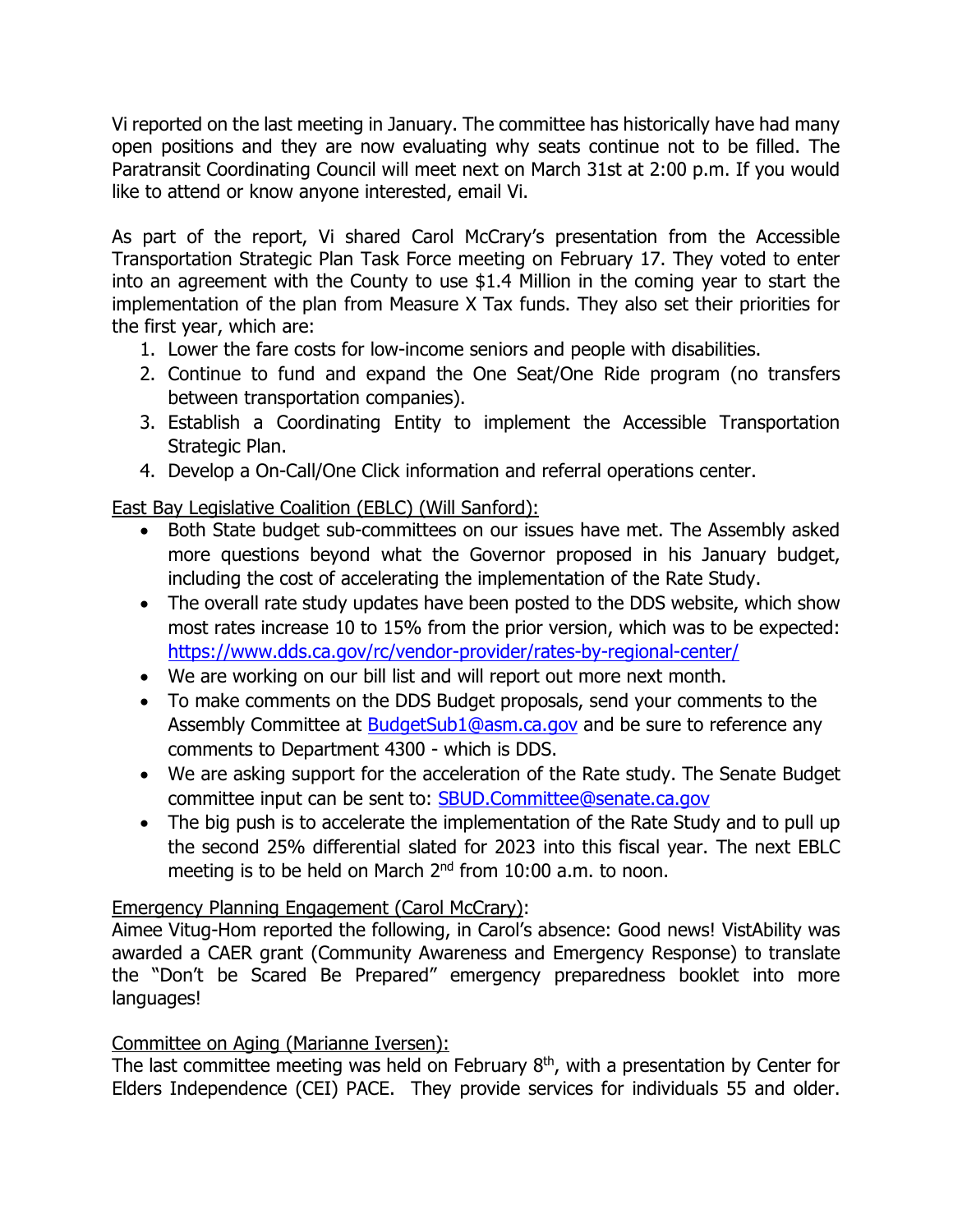Vi reported on the last meeting in January. The committee has historically have had many open positions and they are now evaluating why seats continue not to be filled. The Paratransit Coordinating Council will meet next on March 31st at 2:00 p.m. If you would like to attend or know anyone interested, email Vi.

As part of the report, Vi shared Carol McCrary's presentation from the Accessible Transportation Strategic Plan Task Force meeting on February 17. They voted to enter into an agreement with the County to use $1.4 Million in the coming year to start the implementation of the plan from Measure X Tax funds. They also set their priorities for the first year, which are:

1. Lower the fare costs for low-income seniors and people with disabilities.
2. Continue to fund and expand the One Seat/One Ride program (no transfers between transportation companies).
3. Establish a Coordinating Entity to implement the Accessible Transportation Strategic Plan.
4. Develop a On-Call/One Click information and referral operations center.

East Bay Legislative Coalition (EBLC) (Will Sanford):

- Both State budget sub-committees on our issues have met. The Assembly asked more questions beyond what the Governor proposed in his January budget, including the cost of accelerating the implementation of the Rate Study.
- The overall rate study updates have been posted to the DDS website, which show most rates increase 10 to 15% from the prior version, which was to be expected: https://www.dds.ca.gov/rc/vendor-provider/rates-by-regional-center/
- We are working on our bill list and will report out more next month.
- To make comments on the DDS Budget proposals, send your comments to the Assembly Committee at BudgetSub1@asm.ca.gov and be sure to reference any comments to Department 4300 - which is DDS.
- We are asking support for the acceleration of the Rate study. The Senate Budget committee input can be sent to: SBUD.Committee@senate.ca.gov
- The big push is to accelerate the implementation of the Rate Study and to pull up the second 25% differential slated for 2023 into this fiscal year. The next EBLC meeting is to be held on March 2nd from 10:00 a.m. to noon.

Emergency Planning Engagement (Carol McCrary):

Aimee Vitug-Hom reported the following, in Carol's absence: Good news! VistAbility was awarded a CAER grant (Community Awareness and Emergency Response) to translate the "Don't be Scared Be Prepared" emergency preparedness booklet into more languages!

Committee on Aging (Marianne Iversen):

The last committee meeting was held on February 8th, with a presentation by Center for Elders Independence (CEI) PACE. They provide services for individuals 55 and older.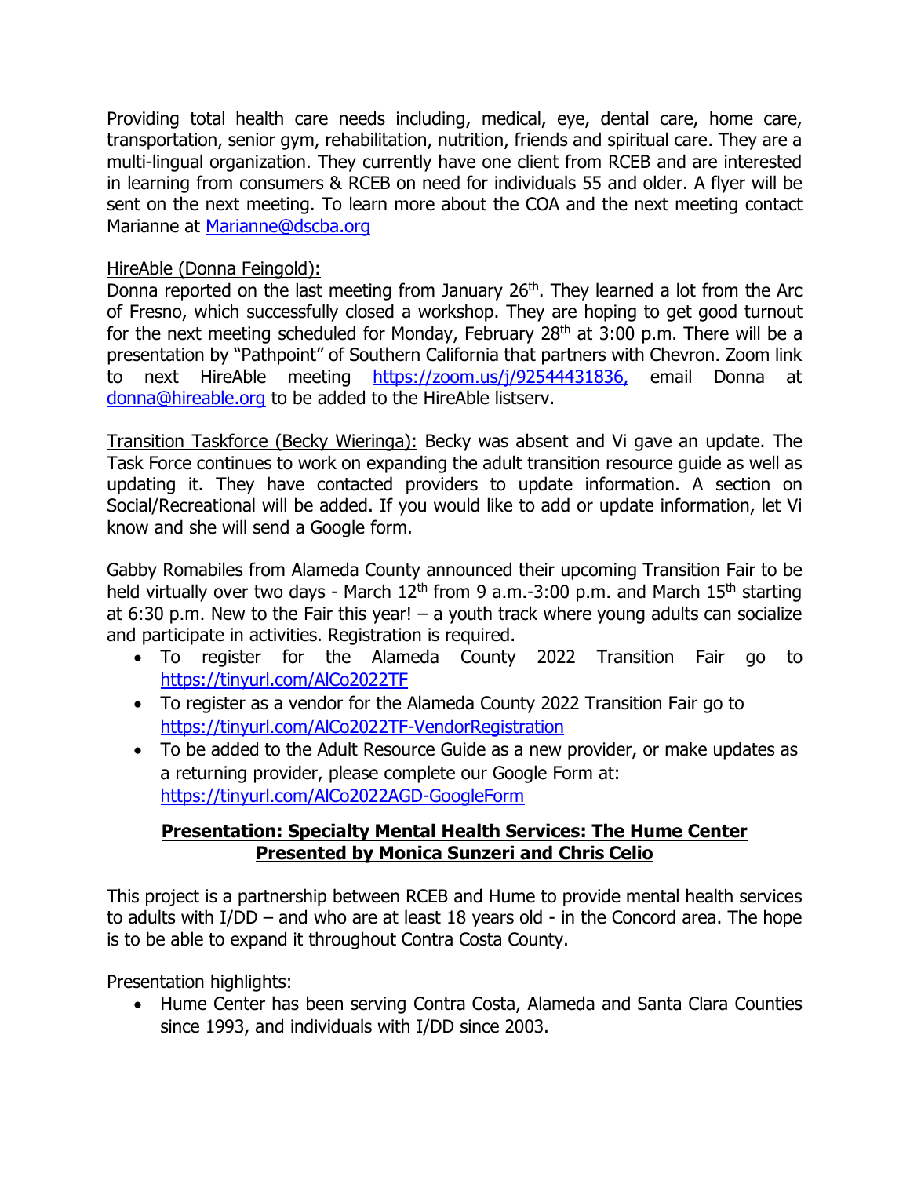Providing total health care needs including, medical, eye, dental care, home care, transportation, senior gym, rehabilitation, nutrition, friends and spiritual care. They are a multi-lingual organization. They currently have one client from RCEB and are interested in learning from consumers & RCEB on need for individuals 55 and older. A flyer will be sent on the next meeting. To learn more about the COA and the next meeting contact Marianne at [Marianne@dscba.org](mailto:Marianne@dscba.org)

<u>HireAble (Donna Feingold):</u>
Donna reported on the last meeting from January 26th. They learned a lot from the Arc of Fresno, which successfully closed a workshop. They are hoping to get good turnout for the next meeting scheduled for Monday, February 28th at 3:00 p.m. There will be a presentation by "Pathpoint" of Southern California that partners with Chevron. Zoom link to next HireAble meeting [https://zoom.us/j/92544431836,](https://zoom.us/j/92544431836) email Donna at [donna@hireable.org](mailto:donna@hireable.org) to be added to the HireAble listserv.

<u>Transition Taskforce (Becky Wieringa):</u> Becky was absent and Vi gave an update. The Task Force continues to work on expanding the adult transition resource guide as well as updating it. They have contacted providers to update information. A section on Social/Recreational will be added. If you would like to add or update information, let Vi know and she will send a Google form.

Gabby Romabiles from Alameda County announced their upcoming Transition Fair to be held virtually over two days - March 12th from 9 a.m.-3:00 p.m. and March 15th starting at 6:30 p.m. New to the Fair this year! – a youth track where young adults can socialize and participate in activities. Registration is required.

- To register for the Alameda County 2022 Transition Fair go to [https://tinyurl.com/AlCo2022TF](https://tinyurl.com/AlCo2022TF)
- To register as a vendor for the Alameda County 2022 Transition Fair go to [https://tinyurl.com/AlCo2022TF-VendorRegistration](https://tinyurl.com/AlCo2022TF-VendorRegistration)
- To be added to the Adult Resource Guide as a new provider, or make updates as a returning provider, please complete our Google Form at: [https://tinyurl.com/AlCo2022AGD-GoogleForm](https://tinyurl.com/AlCo2022AGD-GoogleForm)

## <u>Presentation: Specialty Mental Health Services: The Hume Center</u>
## <u>Presented by Monica Sunzeri and Chris Celio</u>

This project is a partnership between RCEB and Hume to provide mental health services to adults with I/DD – and who are at least 18 years old - in the Concord area. The hope is to be able to expand it throughout Contra Costa County.

Presentation highlights:

- Hume Center has been serving Contra Costa, Alameda and Santa Clara Counties since 1993, and individuals with I/DD since 2003.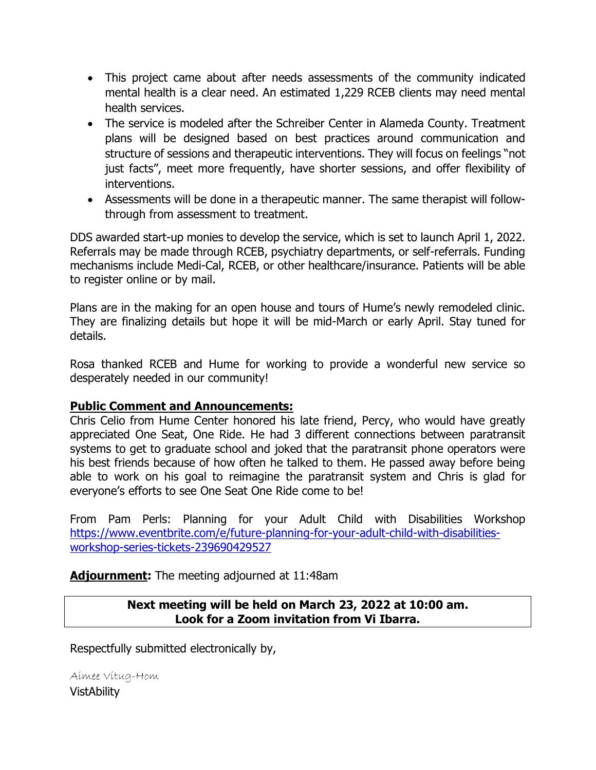- This project came about after needs assessments of the community indicated mental health is a clear need. An estimated 1,229 RCEB clients may need mental health services.
- The service is modeled after the Schreiber Center in Alameda County. Treatment plans will be designed based on best practices around communication and structure of sessions and therapeutic interventions. They will focus on feelings "not just facts", meet more frequently, have shorter sessions, and offer flexibility of interventions.
- Assessments will be done in a therapeutic manner. The same therapist will follow-through from assessment to treatment.

DDS awarded start-up monies to develop the service, which is set to launch April 1, 2022. Referrals may be made through RCEB, psychiatry departments, or self-referrals. Funding mechanisms include Medi-Cal, RCEB, or other healthcare/insurance. Patients will be able to register online or by mail.

Plans are in the making for an open house and tours of Hume's newly remodeled clinic. They are finalizing details but hope it will be mid-March or early April. Stay tuned for details.

Rosa thanked RCEB and Hume for working to provide a wonderful new service so desperately needed in our community!

**Public Comment and Announcements:**

Chris Celio from Hume Center honored his late friend, Percy, who would have greatly appreciated One Seat, One Ride. He had 3 different connections between paratransit systems to get to graduate school and joked that the paratransit phone operators were his best friends because of how often he talked to them. He passed away before being able to work on his goal to reimagine the paratransit system and Chris is glad for everyone's efforts to see One Seat One Ride come to be!

From Pam Perls: Planning for your Adult Child with Disabilities Workshop https://www.eventbrite.com/e/future-planning-for-your-adult-child-with-disabilities-workshop-series-tickets-239690429527

**Adjournment:** The meeting adjourned at 11:48am

**Next meeting will be held on March 23, 2022 at 10:00 am.**
**Look for a Zoom invitation from Vi Ibarra.**

Respectfully submitted electronically by,

*Aimee Vitug-Hom*
VistAbility